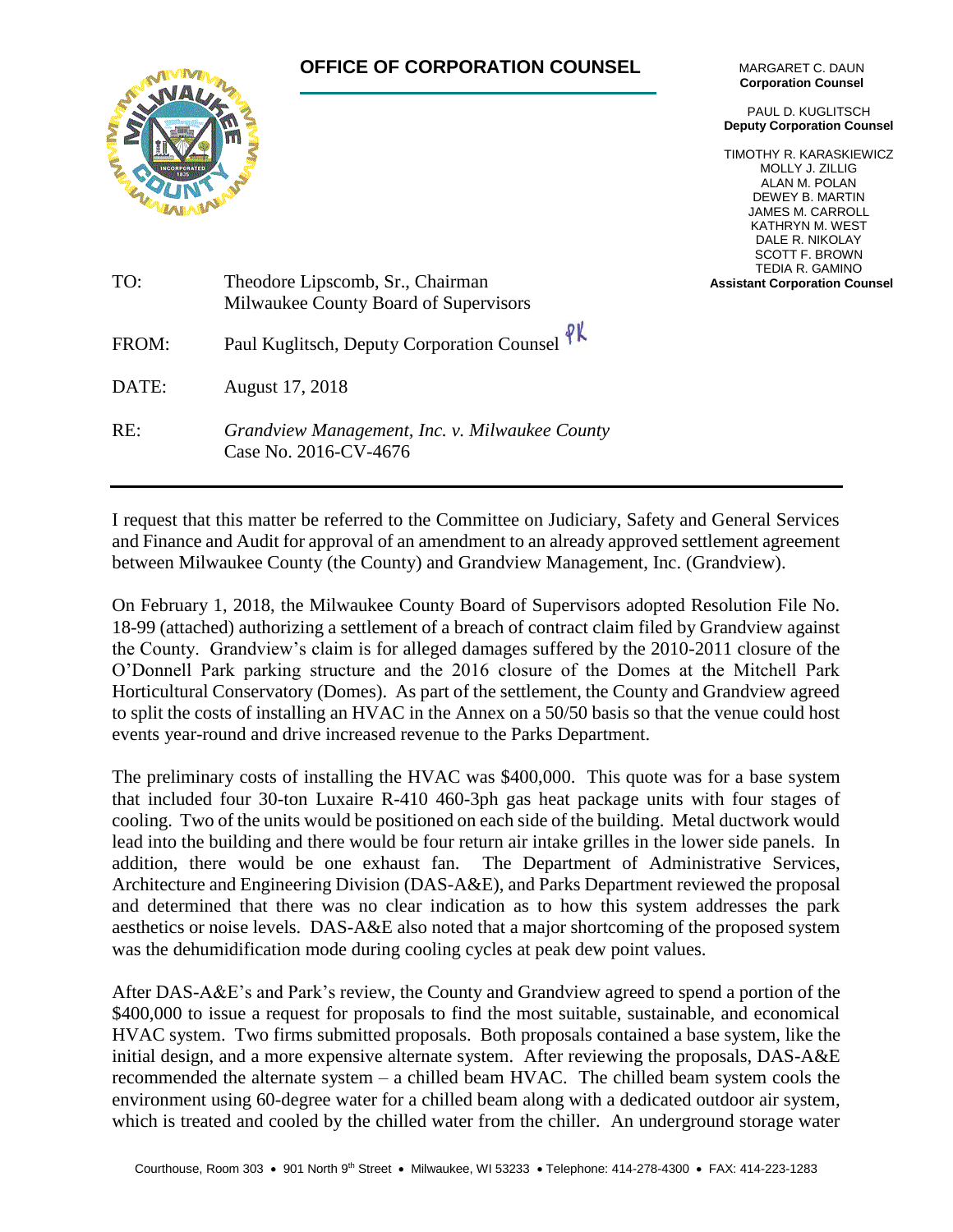# OFFICE OF CORPORATION COUNSEL

MARGARET C. DAUN
**Corporation Counsel**

PAUL D. KUGLITSCH
**Deputy Corporation Counsel**

TIMOTHY R. KARASKIEWICZ
MOLLY J. ZILLIG
ALAN M. POLAN
DEWEY B. MARTIN
JAMES M. CARROLL
KATHRYN M. WEST
DALE R. NIKOLAY
SCOTT F. BROWN
TEDIA R. GAMINO
**Assistant Corporation Counsel**

TO: Theodore Lipscomb, Sr., Chairman
Milwaukee County Board of Supervisors

FROM: Paul Kuglitsch, Deputy Corporation Counsel PK

DATE: August 17, 2018

RE: *Grandview Management, Inc. v. Milwaukee County*
Case No. 2016-CV-4676

---

I request that this matter be referred to the Committee on Judiciary, Safety and General Services and Finance and Audit for approval of an amendment to an already approved settlement agreement between Milwaukee County (the County) and Grandview Management, Inc. (Grandview).

On February 1, 2018, the Milwaukee County Board of Supervisors adopted Resolution File No. 18-99 (attached) authorizing a settlement of a breach of contract claim filed by Grandview against the County. Grandview's claim is for alleged damages suffered by the 2010-2011 closure of the O'Donnell Park parking structure and the 2016 closure of the Domes at the Mitchell Park Horticultural Conservatory (Domes). As part of the settlement, the County and Grandview agreed to split the costs of installing an HVAC in the Annex on a 50/50 basis so that the venue could host events year-round and drive increased revenue to the Parks Department.

The preliminary costs of installing the HVAC was $400,000. This quote was for a base system that included four 30-ton Luxaire R-410 460-3ph gas heat package units with four stages of cooling. Two of the units would be positioned on each side of the building. Metal ductwork would lead into the building and there would be four return air intake grilles in the lower side panels. In addition, there would be one exhaust fan. The Department of Administrative Services, Architecture and Engineering Division (DAS-A&E), and Parks Department reviewed the proposal and determined that there was no clear indication as to how this system addresses the park aesthetics or noise levels. DAS-A&E also noted that a major shortcoming of the proposed system was the dehumidification mode during cooling cycles at peak dew point values.

After DAS-A&E's and Park's review, the County and Grandview agreed to spend a portion of the $400,000 to issue a request for proposals to find the most suitable, sustainable, and economical HVAC system. Two firms submitted proposals. Both proposals contained a base system, like the initial design, and a more expensive alternate system. After reviewing the proposals, DAS-A&E recommended the alternate system – a chilled beam HVAC. The chilled beam system cools the environment using 60-degree water for a chilled beam along with a dedicated outdoor air system, which is treated and cooled by the chilled water from the chiller. An underground storage water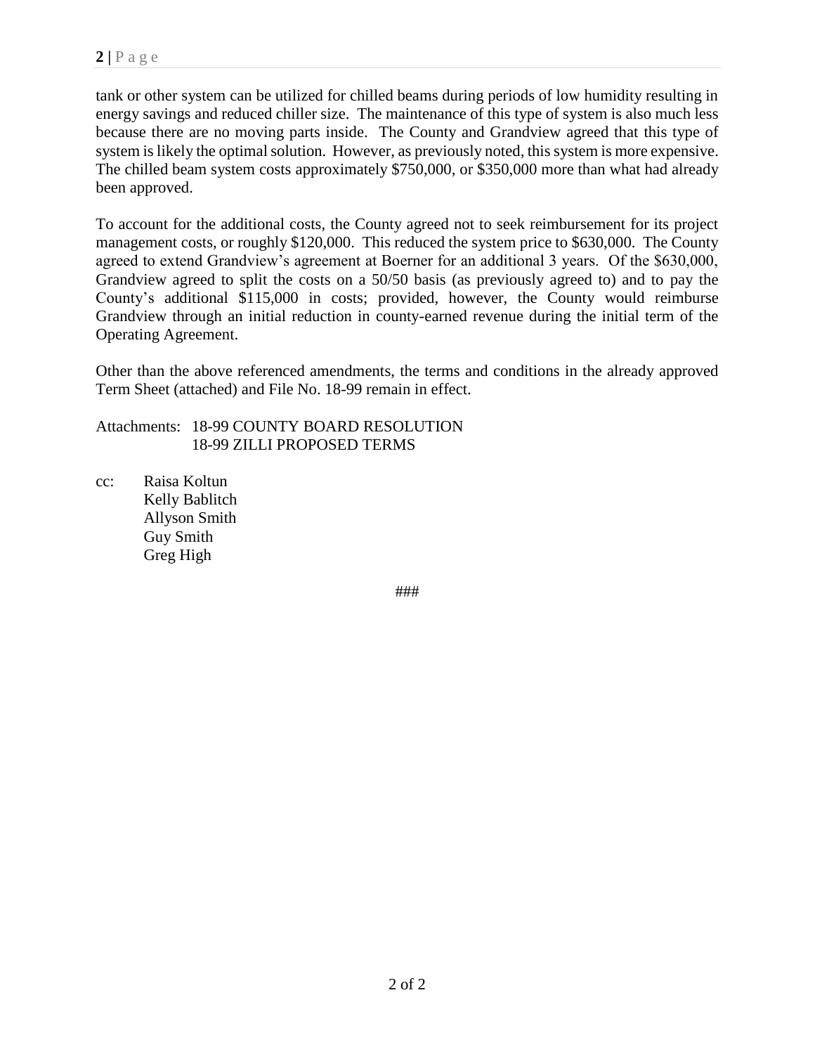tank or other system can be utilized for chilled beams during periods of low humidity resulting in energy savings and reduced chiller size. The maintenance of this type of system is also much less because there are no moving parts inside. The County and Grandview agreed that this type of system is likely the optimal solution. However, as previously noted, this system is more expensive. The chilled beam system costs approximately $750,000, or $350,000 more than what had already been approved.

To account for the additional costs, the County agreed not to seek reimbursement for its project management costs, or roughly $120,000. This reduced the system price to $630,000. The County agreed to extend Grandview's agreement at Boerner for an additional 3 years. Of the $630,000, Grandview agreed to split the costs on a 50/50 basis (as previously agreed to) and to pay the County's additional $115,000 in costs; provided, however, the County would reimburse Grandview through an initial reduction in county-earned revenue during the initial term of the Operating Agreement.

Other than the above referenced amendments, the terms and conditions in the already approved Term Sheet (attached) and File No. 18-99 remain in effect.

Attachments: 18-99 COUNTY BOARD RESOLUTION
18-99 ZILLI PROPOSED TERMS

cc: Raisa Koltun
Kelly Bablitch
Allyson Smith
Guy Smith
Greg High

###